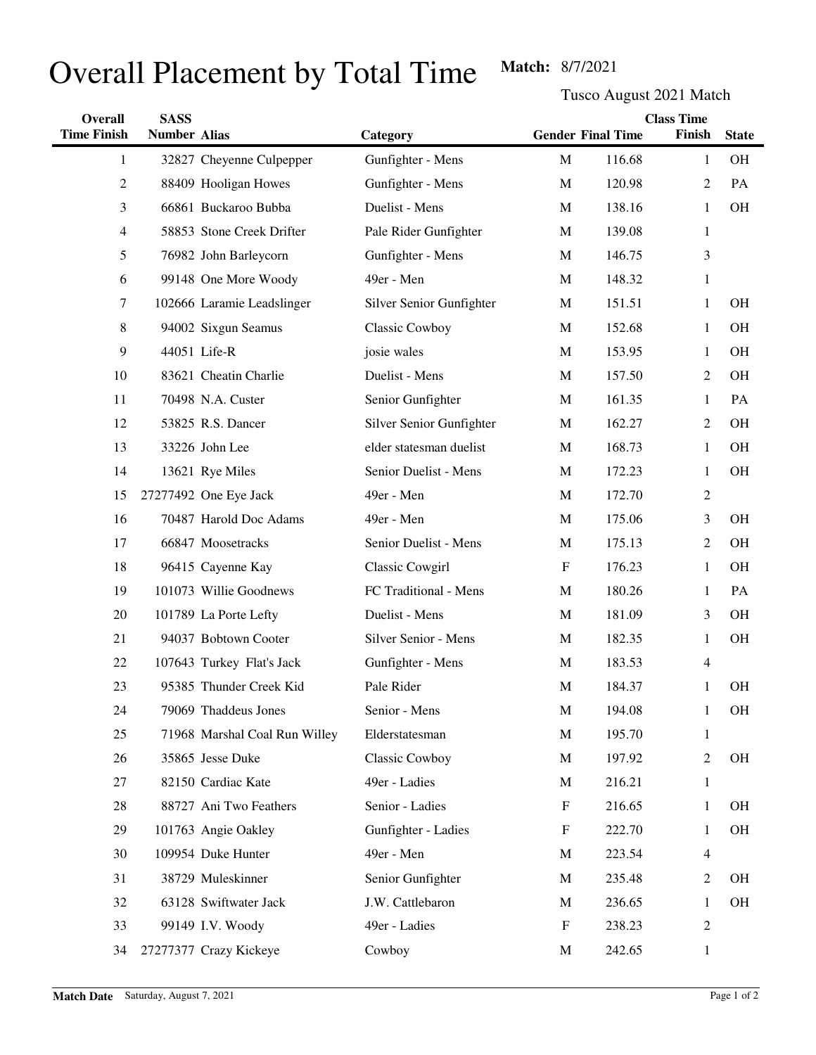# Overall Placement by Total Time

**Match:** 8/7/2021

Tusco August 2021 Match

| Overall Time Finish | SASS Number | Alias | Category | Gender | Final Time | Class Time Finish | State |
|---|---|---|---|---|---|---|---|
| 1 | 32827 | Cheyenne Culpepper | Gunfighter - Mens | M | 116.68 | 1 | OH |
| 2 | 88409 | Hooligan Howes | Gunfighter - Mens | M | 120.98 | 2 | PA |
| 3 | 66861 | Buckaroo Bubba | Duelist - Mens | M | 138.16 | 1 | OH |
| 4 | 58853 | Stone Creek Drifter | Pale Rider Gunfighter | M | 139.08 | 1 | |
| 5 | 76982 | John Barleycorn | Gunfighter - Mens | M | 146.75 | 3 | |
| 6 | 99148 | One More Woody | 49er - Men | M | 148.32 | 1 | |
| 7 | 102666 | Laramie Leadslinger | Silver Senior Gunfighter | M | 151.51 | 1 | OH |
| 8 | 94002 | Sixgun Seamus | Classic Cowboy | M | 152.68 | 1 | OH |
| 9 | 44051 | Life-R | josie wales | M | 153.95 | 1 | OH |
| 10 | 83621 | Cheatin Charlie | Duelist - Mens | M | 157.50 | 2 | OH |
| 11 | 70498 | N.A. Custer | Senior Gunfighter | M | 161.35 | 1 | PA |
| 12 | 53825 | R.S. Dancer | Silver Senior Gunfighter | M | 162.27 | 2 | OH |
| 13 | 33226 | John Lee | elder statesman duelist | M | 168.73 | 1 | OH |
| 14 | 13621 | Rye Miles | Senior Duelist - Mens | M | 172.23 | 1 | OH |
| 15 | 27277492 | One Eye Jack | 49er - Men | M | 172.70 | 2 | |
| 16 | 70487 | Harold Doc Adams | 49er - Men | M | 175.06 | 3 | OH |
| 17 | 66847 | Moosetracks | Senior Duelist - Mens | M | 175.13 | 2 | OH |
| 18 | 96415 | Cayenne Kay | Classic Cowgirl | F | 176.23 | 1 | OH |
| 19 | 101073 | Willie Goodnews | FC Traditional - Mens | M | 180.26 | 1 | PA |
| 20 | 101789 | La Porte Lefty | Duelist - Mens | M | 181.09 | 3 | OH |
| 21 | 94037 | Bobtown Cooter | Silver Senior - Mens | M | 182.35 | 1 | OH |
| 22 | 107643 | Turkey Flat's Jack | Gunfighter - Mens | M | 183.53 | 4 | |
| 23 | 95385 | Thunder Creek Kid | Pale Rider | M | 184.37 | 1 | OH |
| 24 | 79069 | Thaddeus Jones | Senior - Mens | M | 194.08 | 1 | OH |
| 25 | 71968 | Marshal Coal Run Willey | Elderstatesman | M | 195.70 | 1 | |
| 26 | 35865 | Jesse Duke | Classic Cowboy | M | 197.92 | 2 | OH |
| 27 | 82150 | Cardiac Kate | 49er - Ladies | M | 216.21 | 1 | |
| 28 | 88727 | Ani Two Feathers | Senior - Ladies | F | 216.65 | 1 | OH |
| 29 | 101763 | Angie Oakley | Gunfighter - Ladies | F | 222.70 | 1 | OH |
| 30 | 109954 | Duke Hunter | 49er - Men | M | 223.54 | 4 | |
| 31 | 38729 | Muleskinner | Senior Gunfighter | M | 235.48 | 2 | OH |
| 32 | 63128 | Swiftwater Jack | J.W. Cattlebaron | M | 236.65 | 1 | OH |
| 33 | 99149 | I.V. Woody | 49er - Ladies | F | 238.23 | 2 | |
| 34 | 27277377 | Crazy Kickeye | Cowboy | M | 242.65 | 1 | |

**Match Date** Saturday, August 7, 2021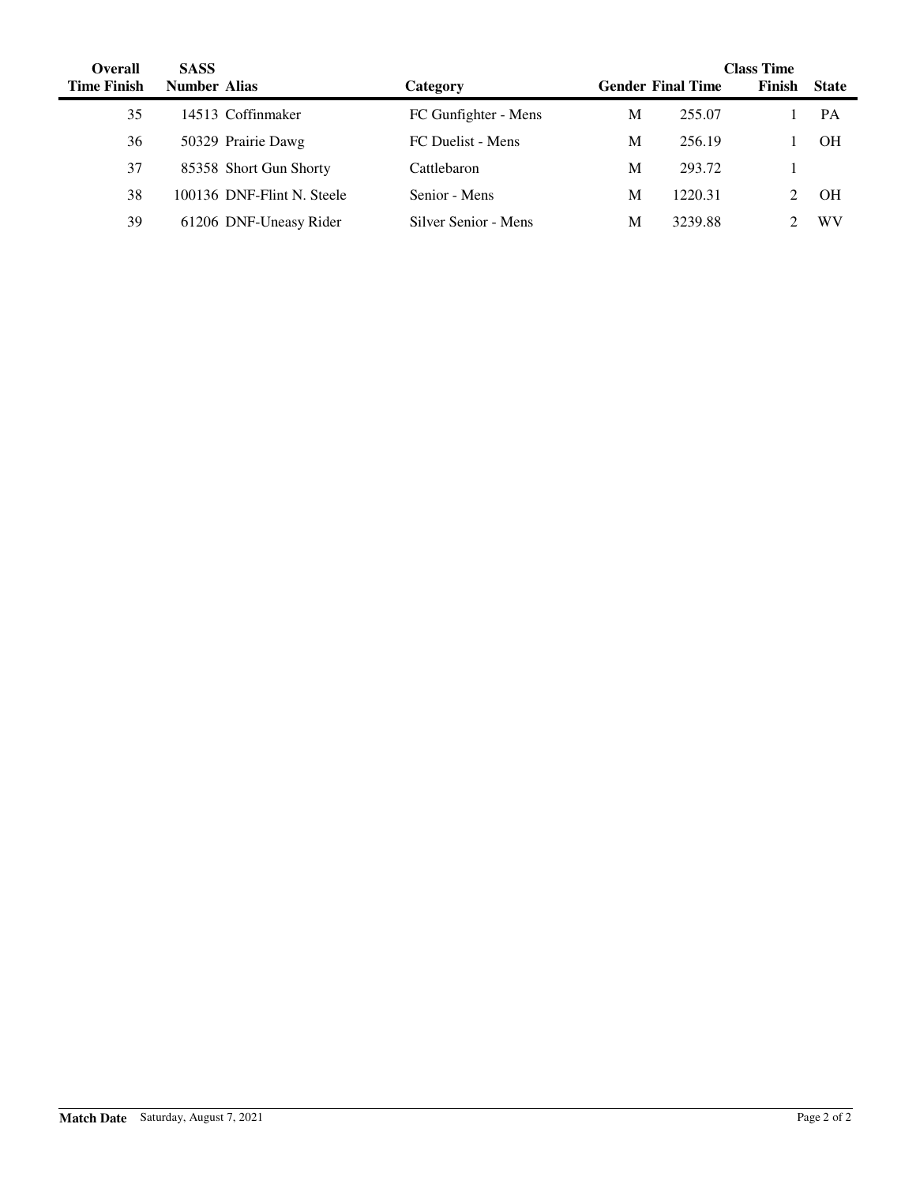| Overall Time Finish | SASS Number | Alias | Category | Gender | Final Time | Class Time Finish | State |
|---|---|---|---|---|---|---|---|
| 35 | 14513 | Coffinmaker | FC Gunfighter - Mens | M | 255.07 | 1 | PA |
| 36 | 50329 | Prairie Dawg | FC Duelist - Mens | M | 256.19 | 1 | OH |
| 37 | 85358 | Short Gun Shorty | Cattlebaron | M | 293.72 | 1 | |
| 38 | 100136 | DNF-Flint N. Steele | Senior - Mens | M | 1220.31 | 2 | OH |
| 39 | 61206 | DNF-Uneasy Rider | Silver Senior - Mens | M | 3239.88 | 2 | WV |

**Match Date** Saturday, August 7, 2021